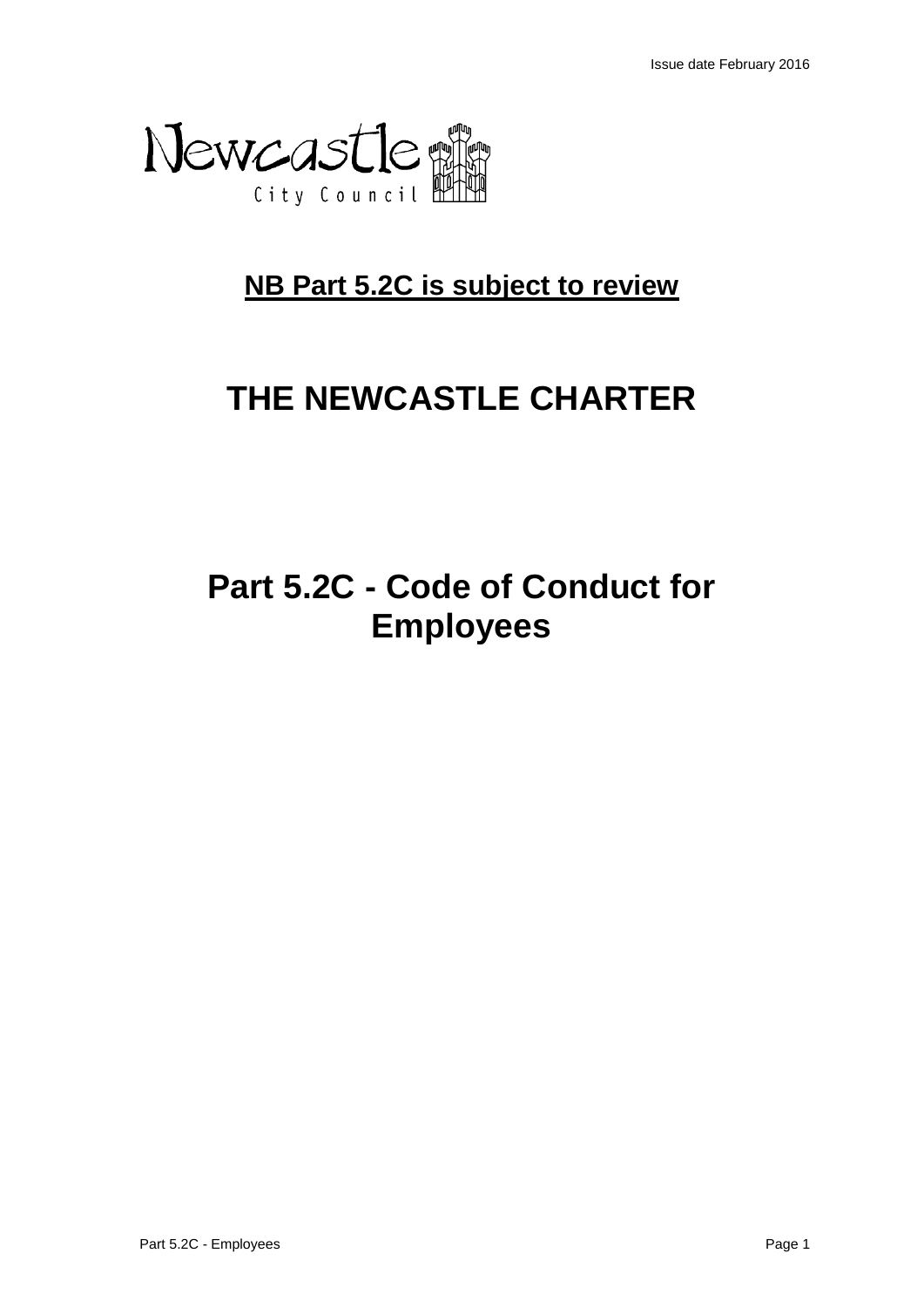Issue date February 2016

Newcastle City Council

**NB Part 5.2C is subject to review**

# THE NEWCASTLE CHARTER

# Part 5.2C - Code of Conduct for Employees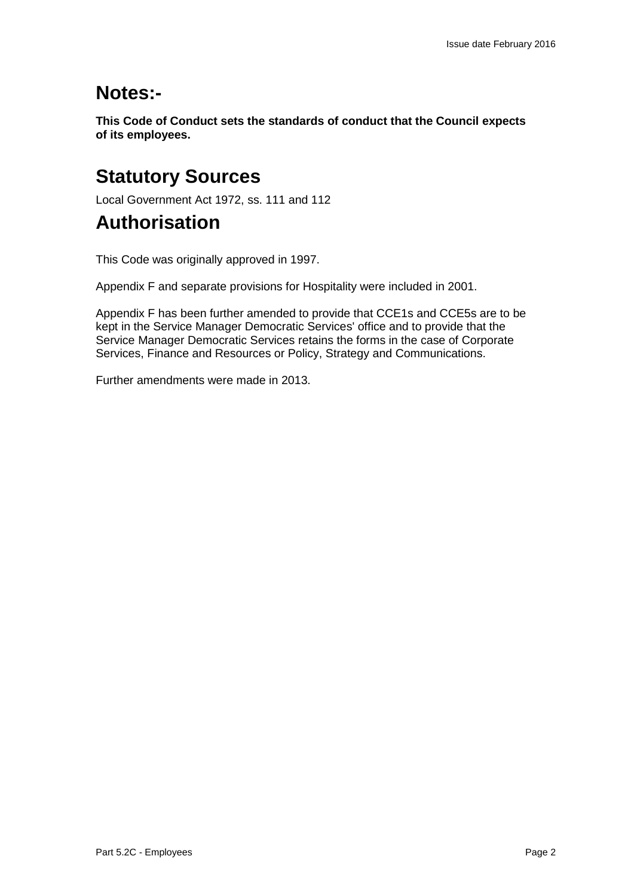## Notes:-

**This Code of Conduct sets the standards of conduct that the Council expects of its employees.**

## Statutory Sources

Local Government Act 1972, ss. 111 and 112

## Authorisation

This Code was originally approved in 1997.

Appendix F and separate provisions for Hospitality were included in 2001.

Appendix F has been further amended to provide that CCE1s and CCE5s are to be kept in the Service Manager Democratic Services' office and to provide that the Service Manager Democratic Services retains the forms in the case of Corporate Services, Finance and Resources or Policy, Strategy and Communications.

Further amendments were made in 2013.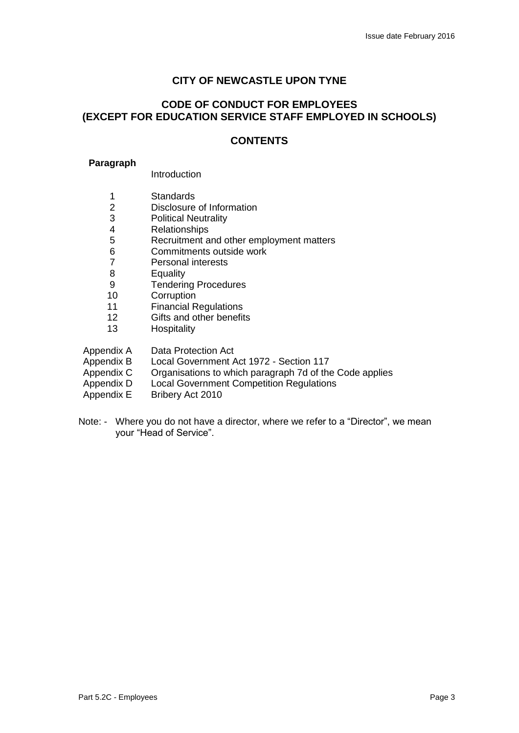# CITY OF NEWCASTLE UPON TYNE

## CODE OF CONDUCT FOR EMPLOYEES (EXCEPT FOR EDUCATION SERVICE STAFF EMPLOYED IN SCHOOLS)

## CONTENTS

| **Paragraph** | |
|---|---|
| | Introduction |
| 1 | Standards |
| 2 | Disclosure of Information |
| 3 | Political Neutrality |
| 4 | Relationships |
| 5 | Recruitment and other employment matters |
| 6 | Commitments outside work |
| 7 | Personal interests |
| 8 | Equality |
| 9 | Tendering Procedures |
| 10 | Corruption |
| 11 | Financial Regulations |
| 12 | Gifts and other benefits |
| 13 | Hospitality |
| Appendix A | Data Protection Act |
| Appendix B | Local Government Act 1972 - Section 117 |
| Appendix C | Organisations to which paragraph 7d of the Code applies |
| Appendix D | Local Government Competition Regulations |
| Appendix E | Bribery Act 2010 |

Note: - Where you do not have a director, where we refer to a “Director”, we mean your “Head of Service”.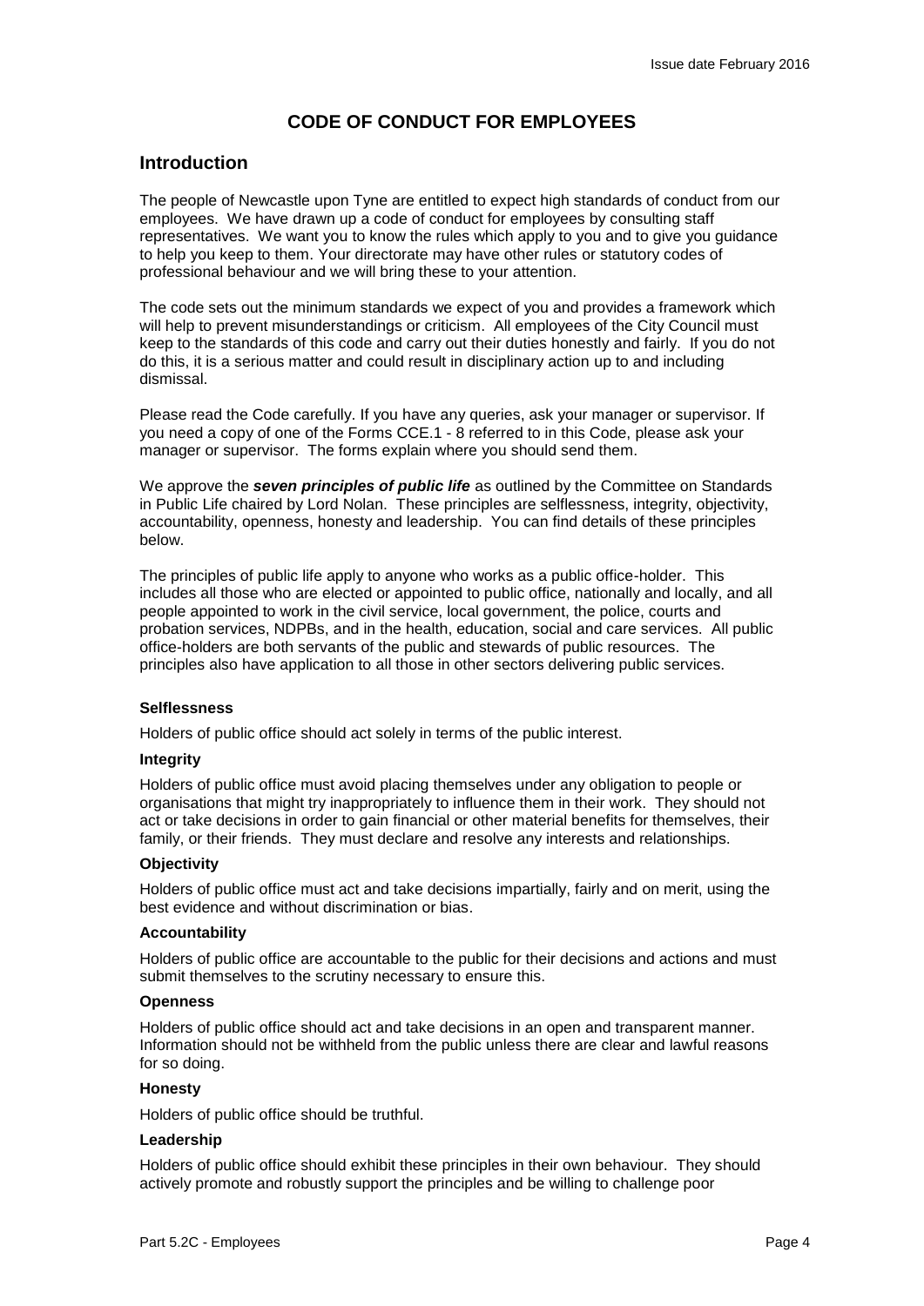# CODE OF CONDUCT FOR EMPLOYEES

## Introduction

The people of Newcastle upon Tyne are entitled to expect high standards of conduct from our employees. We have drawn up a code of conduct for employees by consulting staff representatives. We want you to know the rules which apply to you and to give you guidance to help you keep to them. Your directorate may have other rules or statutory codes of professional behaviour and we will bring these to your attention.

The code sets out the minimum standards we expect of you and provides a framework which will help to prevent misunderstandings or criticism. All employees of the City Council must keep to the standards of this code and carry out their duties honestly and fairly. If you do not do this, it is a serious matter and could result in disciplinary action up to and including dismissal.

Please read the Code carefully. If you have any queries, ask your manager or supervisor. If you need a copy of one of the Forms CCE.1 - 8 referred to in this Code, please ask your manager or supervisor. The forms explain where you should send them.

We approve the ***seven principles of public life*** as outlined by the Committee on Standards in Public Life chaired by Lord Nolan. These principles are selflessness, integrity, objectivity, accountability, openness, honesty and leadership. You can find details of these principles below.

The principles of public life apply to anyone who works as a public office-holder. This includes all those who are elected or appointed to public office, nationally and locally, and all people appointed to work in the civil service, local government, the police, courts and probation services, NDPBs, and in the health, education, social and care services. All public office-holders are both servants of the public and stewards of public resources. The principles also have application to all those in other sectors delivering public services.

**Selflessness**

Holders of public office should act solely in terms of the public interest.

**Integrity**

Holders of public office must avoid placing themselves under any obligation to people or organisations that might try inappropriately to influence them in their work. They should not act or take decisions in order to gain financial or other material benefits for themselves, their family, or their friends. They must declare and resolve any interests and relationships.

**Objectivity**

Holders of public office must act and take decisions impartially, fairly and on merit, using the best evidence and without discrimination or bias.

**Accountability**

Holders of public office are accountable to the public for their decisions and actions and must submit themselves to the scrutiny necessary to ensure this.

**Openness**

Holders of public office should act and take decisions in an open and transparent manner. Information should not be withheld from the public unless there are clear and lawful reasons for so doing.

**Honesty**

Holders of public office should be truthful.

**Leadership**

Holders of public office should exhibit these principles in their own behaviour. They should actively promote and robustly support the principles and be willing to challenge poor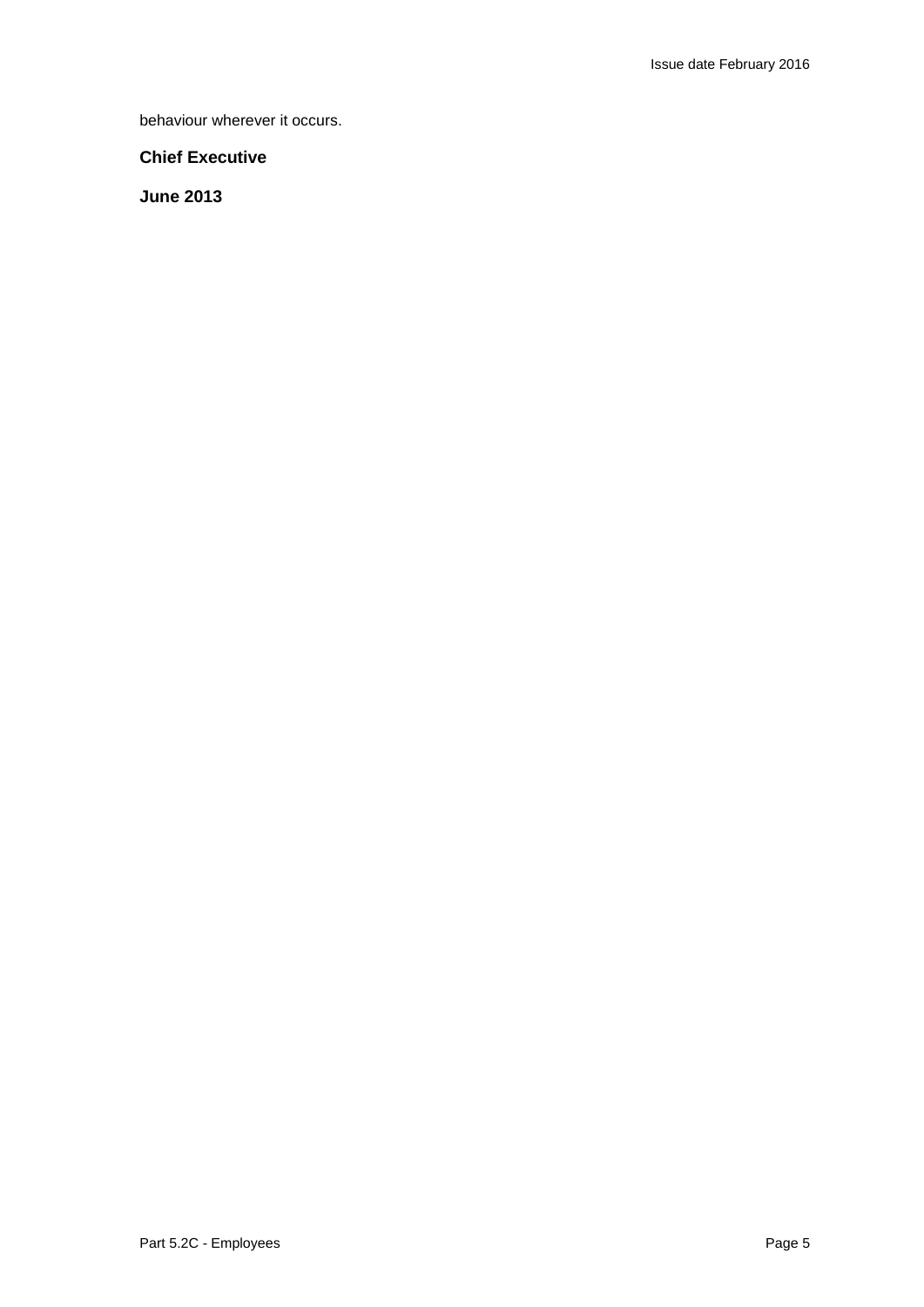behaviour wherever it occurs.

**Chief Executive**

**June 2013**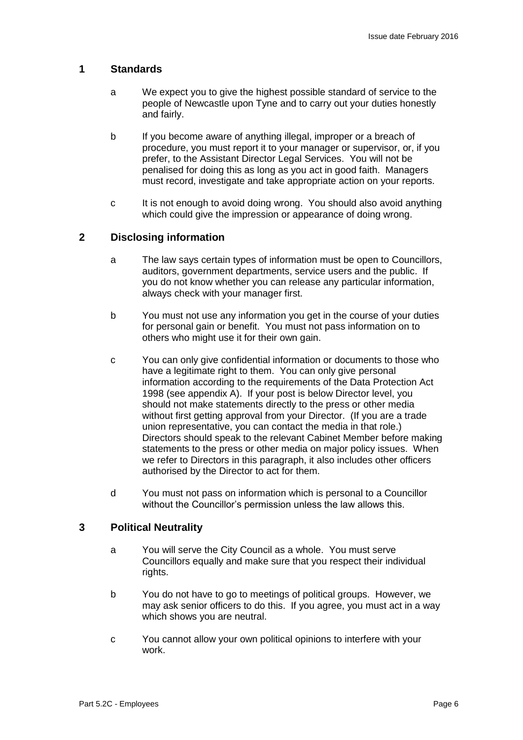## 1 Standards

a We expect you to give the highest possible standard of service to the people of Newcastle upon Tyne and to carry out your duties honestly and fairly.

b If you become aware of anything illegal, improper or a breach of procedure, you must report it to your manager or supervisor, or, if you prefer, to the Assistant Director Legal Services. You will not be penalised for doing this as long as you act in good faith. Managers must record, investigate and take appropriate action on your reports.

c It is not enough to avoid doing wrong. You should also avoid anything which could give the impression or appearance of doing wrong.

## 2 Disclosing information

a The law says certain types of information must be open to Councillors, auditors, government departments, service users and the public. If you do not know whether you can release any particular information, always check with your manager first.

b You must not use any information you get in the course of your duties for personal gain or benefit. You must not pass information on to others who might use it for their own gain.

c You can only give confidential information or documents to those who have a legitimate right to them. You can only give personal information according to the requirements of the Data Protection Act 1998 (see appendix A). If your post is below Director level, you should not make statements directly to the press or other media without first getting approval from your Director. (If you are a trade union representative, you can contact the media in that role.) Directors should speak to the relevant Cabinet Member before making statements to the press or other media on major policy issues. When we refer to Directors in this paragraph, it also includes other officers authorised by the Director to act for them.

d You must not pass on information which is personal to a Councillor without the Councillor's permission unless the law allows this.

## 3 Political Neutrality

a You will serve the City Council as a whole. You must serve Councillors equally and make sure that you respect their individual rights.

b You do not have to go to meetings of political groups. However, we may ask senior officers to do this. If you agree, you must act in a way which shows you are neutral.

c You cannot allow your own political opinions to interfere with your work.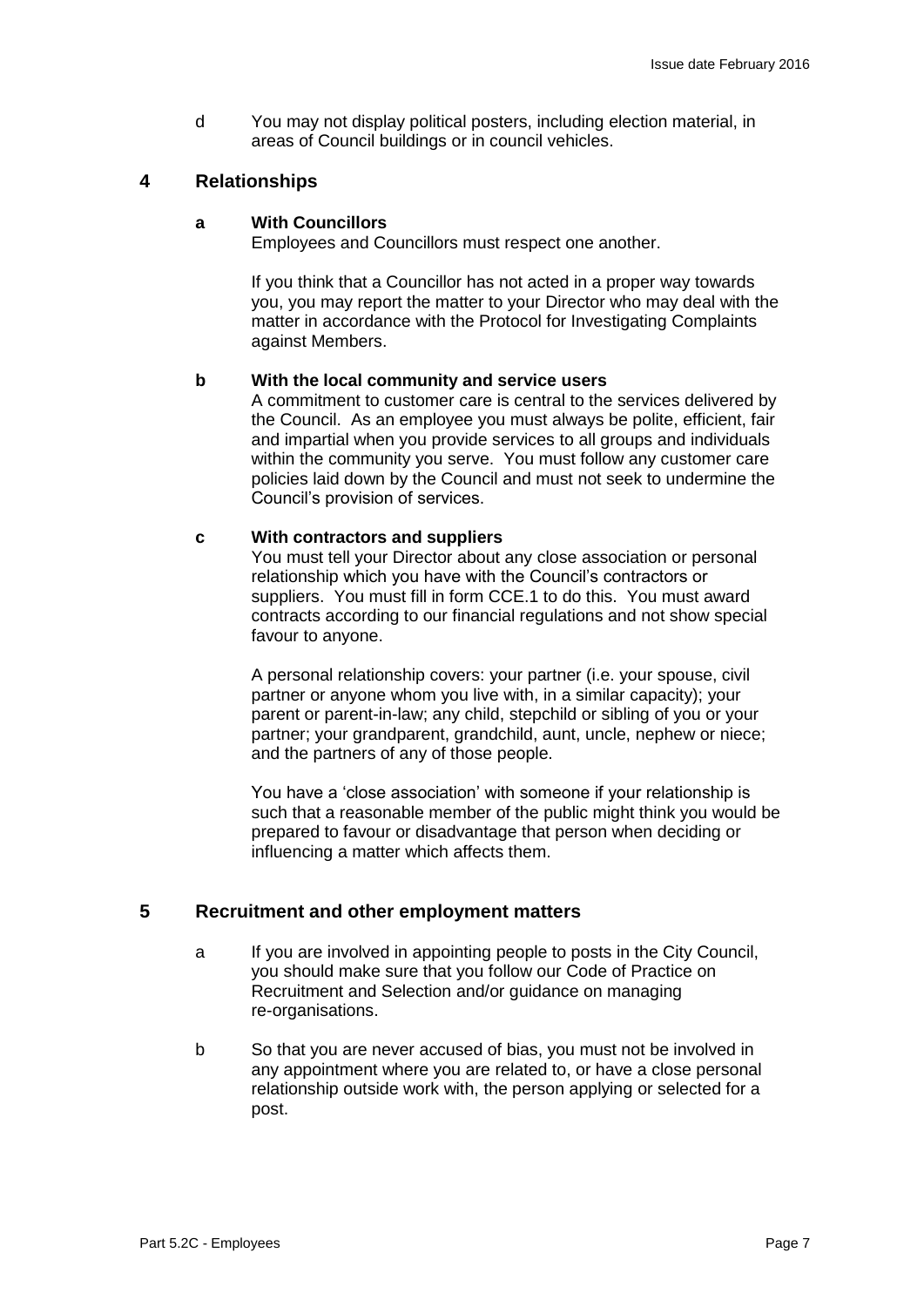d You may not display political posters, including election material, in areas of Council buildings or in council vehicles.

## 4 Relationships

### a With Councillors

Employees and Councillors must respect one another.

If you think that a Councillor has not acted in a proper way towards you, you may report the matter to your Director who may deal with the matter in accordance with the Protocol for Investigating Complaints against Members.

### b With the local community and service users

A commitment to customer care is central to the services delivered by the Council. As an employee you must always be polite, efficient, fair and impartial when you provide services to all groups and individuals within the community you serve. You must follow any customer care policies laid down by the Council and must not seek to undermine the Council's provision of services.

### c With contractors and suppliers

You must tell your Director about any close association or personal relationship which you have with the Council's contractors or suppliers. You must fill in form CCE.1 to do this. You must award contracts according to our financial regulations and not show special favour to anyone.

A personal relationship covers: your partner (i.e. your spouse, civil partner or anyone whom you live with, in a similar capacity); your parent or parent-in-law; any child, stepchild or sibling of you or your partner; your grandparent, grandchild, aunt, uncle, nephew or niece; and the partners of any of those people.

You have a 'close association' with someone if your relationship is such that a reasonable member of the public might think you would be prepared to favour or disadvantage that person when deciding or influencing a matter which affects them.

## 5 Recruitment and other employment matters

a If you are involved in appointing people to posts in the City Council, you should make sure that you follow our Code of Practice on Recruitment and Selection and/or guidance on managing re-organisations.

b So that you are never accused of bias, you must not be involved in any appointment where you are related to, or have a close personal relationship outside work with, the person applying or selected for a post.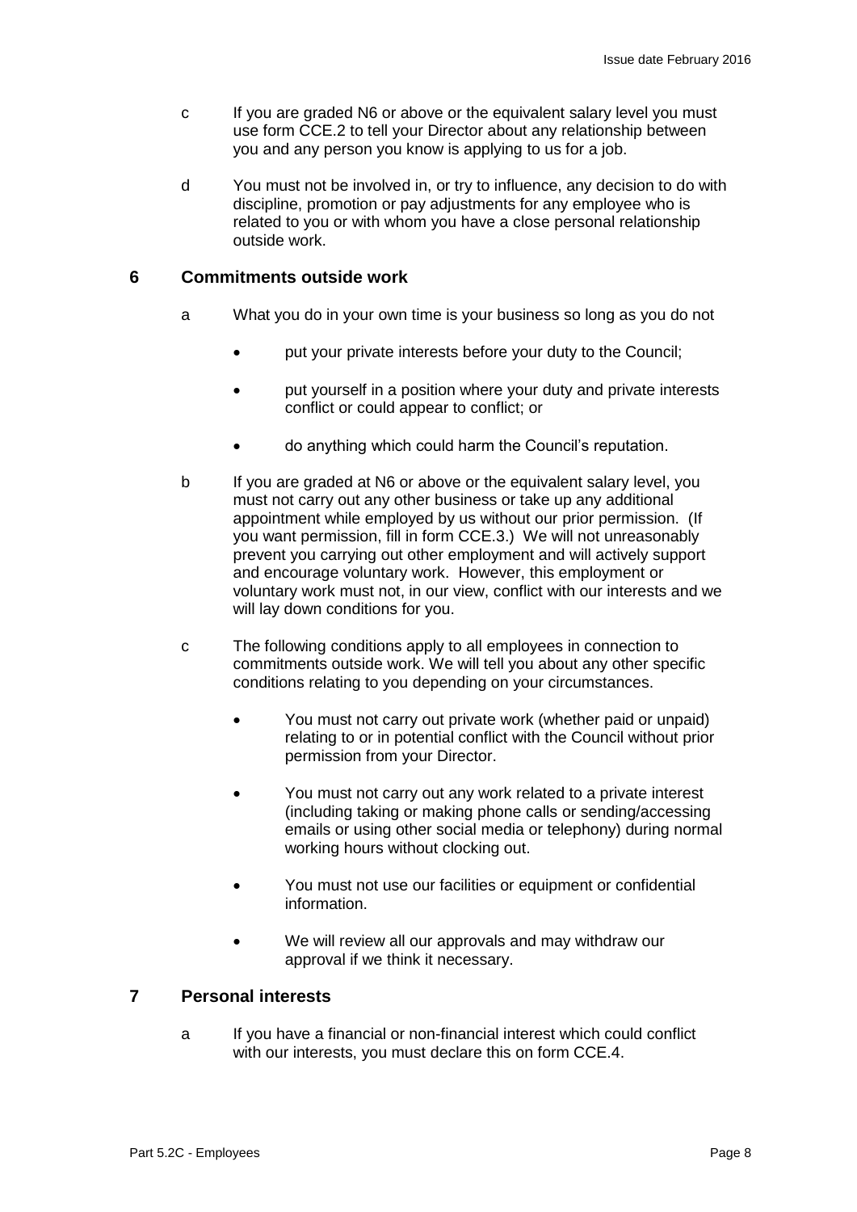c If you are graded N6 or above or the equivalent salary level you must use form CCE.2 to tell your Director about any relationship between you and any person you know is applying to us for a job.

d You must not be involved in, or try to influence, any decision to do with discipline, promotion or pay adjustments for any employee who is related to you or with whom you have a close personal relationship outside work.

## 6 Commitments outside work

a What you do in your own time is your business so long as you do not

- put your private interests before your duty to the Council;
- put yourself in a position where your duty and private interests conflict or could appear to conflict; or
- do anything which could harm the Council's reputation.

b If you are graded at N6 or above or the equivalent salary level, you must not carry out any other business or take up any additional appointment while employed by us without our prior permission. (If you want permission, fill in form CCE.3.) We will not unreasonably prevent you carrying out other employment and will actively support and encourage voluntary work. However, this employment or voluntary work must not, in our view, conflict with our interests and we will lay down conditions for you.

c The following conditions apply to all employees in connection to commitments outside work. We will tell you about any other specific conditions relating to you depending on your circumstances.

- You must not carry out private work (whether paid or unpaid) relating to or in potential conflict with the Council without prior permission from your Director.
- You must not carry out any work related to a private interest (including taking or making phone calls or sending/accessing emails or using other social media or telephony) during normal working hours without clocking out.
- You must not use our facilities or equipment or confidential information.
- We will review all our approvals and may withdraw our approval if we think it necessary.

## 7 Personal interests

a If you have a financial or non-financial interest which could conflict with our interests, you must declare this on form CCE.4.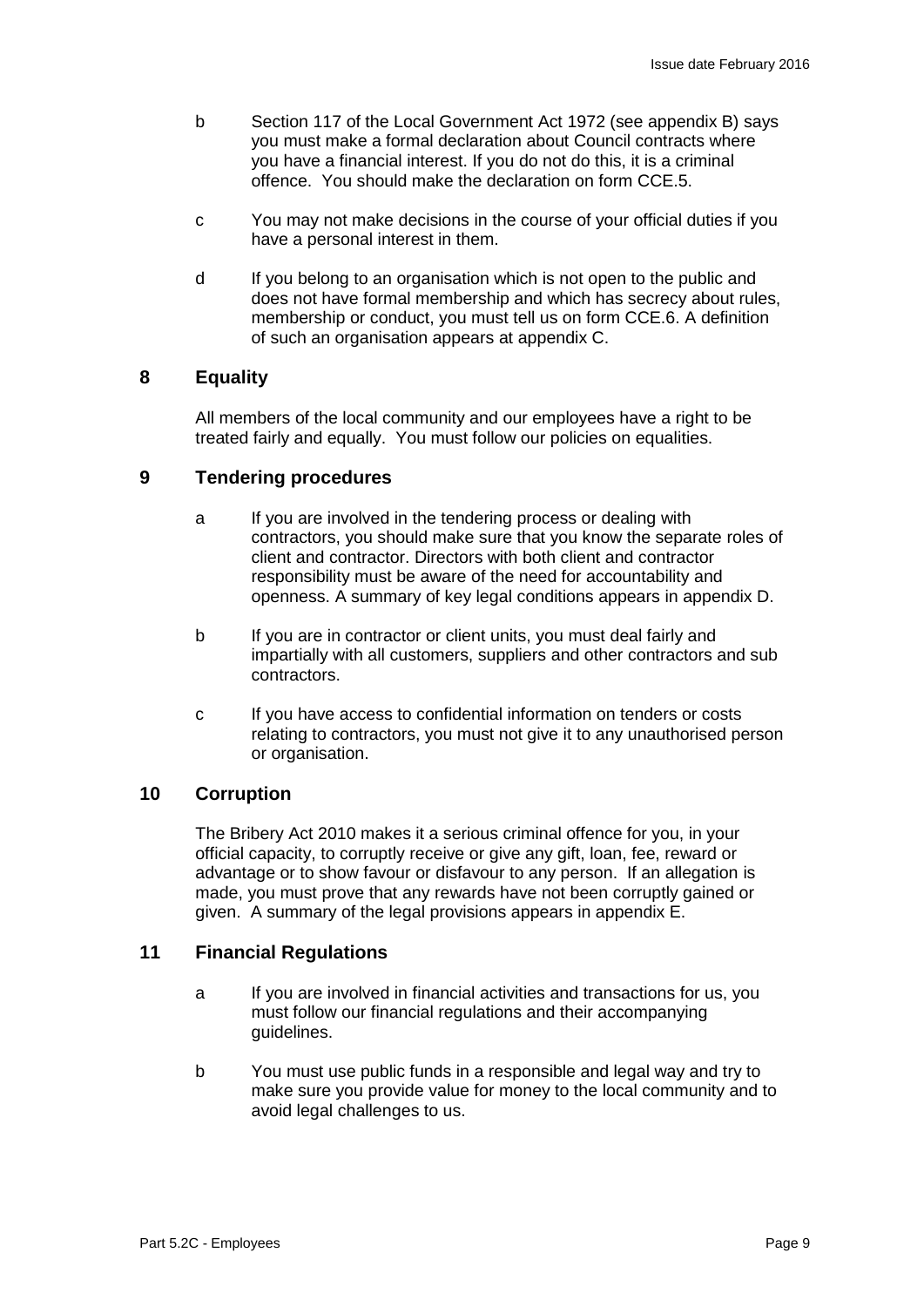b Section 117 of the Local Government Act 1972 (see appendix B) says you must make a formal declaration about Council contracts where you have a financial interest. If you do not do this, it is a criminal offence. You should make the declaration on form CCE.5.

c You may not make decisions in the course of your official duties if you have a personal interest in them.

d If you belong to an organisation which is not open to the public and does not have formal membership and which has secrecy about rules, membership or conduct, you must tell us on form CCE.6. A definition of such an organisation appears at appendix C.

## 8 Equality

All members of the local community and our employees have a right to be treated fairly and equally. You must follow our policies on equalities.

## 9 Tendering procedures

a If you are involved in the tendering process or dealing with contractors, you should make sure that you know the separate roles of client and contractor. Directors with both client and contractor responsibility must be aware of the need for accountability and openness. A summary of key legal conditions appears in appendix D.

b If you are in contractor or client units, you must deal fairly and impartially with all customers, suppliers and other contractors and sub contractors.

c If you have access to confidential information on tenders or costs relating to contractors, you must not give it to any unauthorised person or organisation.

## 10 Corruption

The Bribery Act 2010 makes it a serious criminal offence for you, in your official capacity, to corruptly receive or give any gift, loan, fee, reward or advantage or to show favour or disfavour to any person. If an allegation is made, you must prove that any rewards have not been corruptly gained or given. A summary of the legal provisions appears in appendix E.

## 11 Financial Regulations

a If you are involved in financial activities and transactions for us, you must follow our financial regulations and their accompanying guidelines.

b You must use public funds in a responsible and legal way and try to make sure you provide value for money to the local community and to avoid legal challenges to us.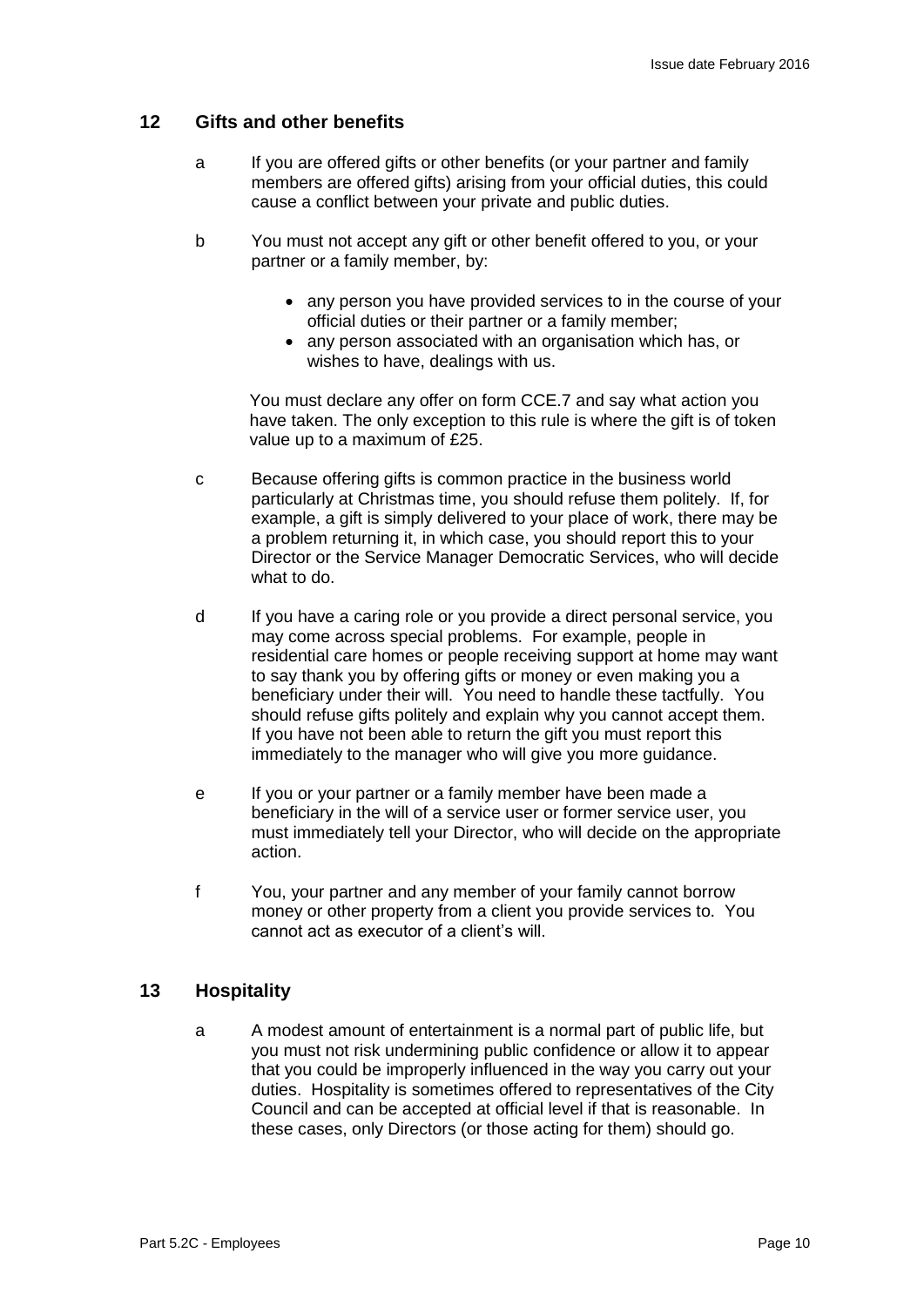## 12 Gifts and other benefits

a. If you are offered gifts or other benefits (or your partner and family members are offered gifts) arising from your official duties, this could cause a conflict between your private and public duties.

b. You must not accept any gift or other benefit offered to you, or your partner or a family member, by:

   - any person you have provided services to in the course of your official duties or their partner or a family member;
   - any person associated with an organisation which has, or wishes to have, dealings with us.

   You must declare any offer on form CCE.7 and say what action you have taken. The only exception to this rule is where the gift is of token value up to a maximum of £25.

c. Because offering gifts is common practice in the business world particularly at Christmas time, you should refuse them politely. If, for example, a gift is simply delivered to your place of work, there may be a problem returning it, in which case, you should report this to your Director or the Service Manager Democratic Services, who will decide what to do.

d. If you have a caring role or you provide a direct personal service, you may come across special problems. For example, people in residential care homes or people receiving support at home may want to say thank you by offering gifts or money or even making you a beneficiary under their will. You need to handle these tactfully. You should refuse gifts politely and explain why you cannot accept them. If you have not been able to return the gift you must report this immediately to the manager who will give you more guidance.

e. If you or your partner or a family member have been made a beneficiary in the will of a service user or former service user, you must immediately tell your Director, who will decide on the appropriate action.

f. You, your partner and any member of your family cannot borrow money or other property from a client you provide services to. You cannot act as executor of a client's will.

## 13 Hospitality

a. A modest amount of entertainment is a normal part of public life, but you must not risk undermining public confidence or allow it to appear that you could be improperly influenced in the way you carry out your duties. Hospitality is sometimes offered to representatives of the City Council and can be accepted at official level if that is reasonable. In these cases, only Directors (or those acting for them) should go.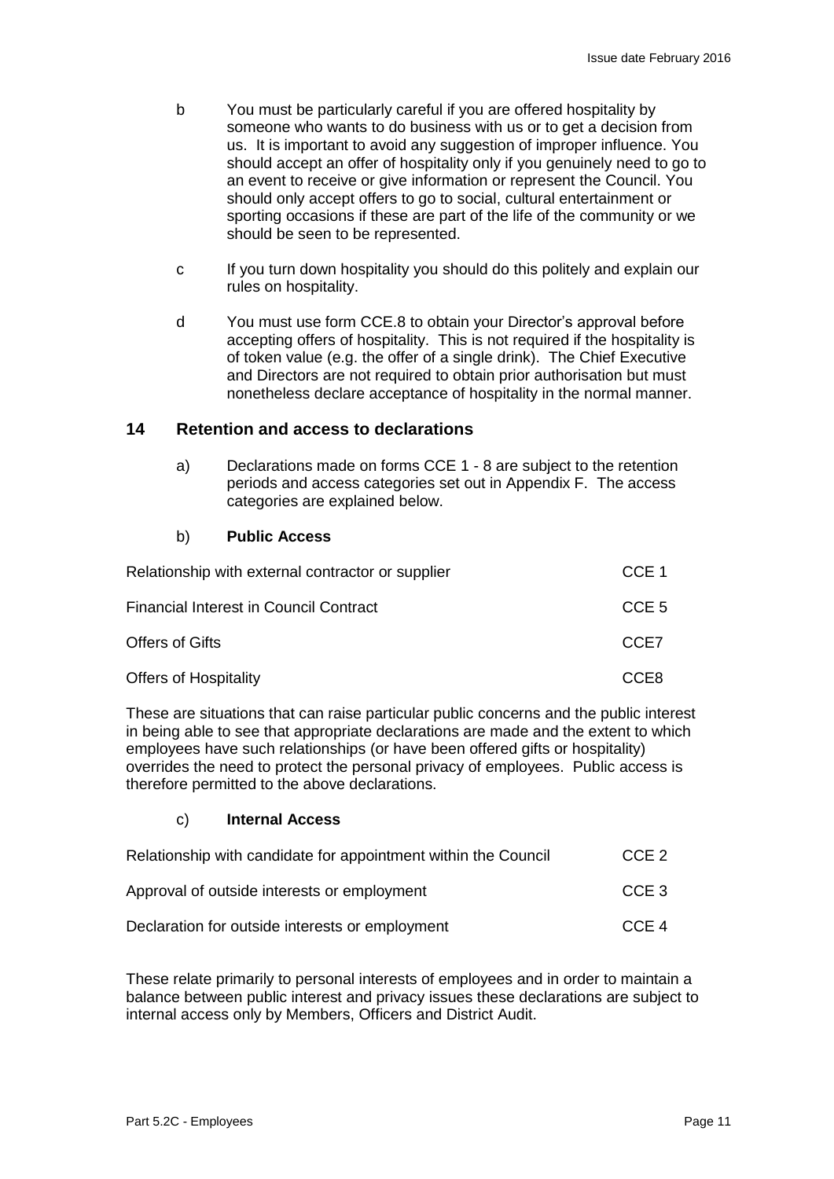b You must be particularly careful if you are offered hospitality by someone who wants to do business with us or to get a decision from us. It is important to avoid any suggestion of improper influence. You should accept an offer of hospitality only if you genuinely need to go to an event to receive or give information or represent the Council. You should only accept offers to go to social, cultural entertainment or sporting occasions if these are part of the life of the community or we should be seen to be represented.

c If you turn down hospitality you should do this politely and explain our rules on hospitality.

d You must use form CCE.8 to obtain your Director's approval before accepting offers of hospitality. This is not required if the hospitality is of token value (e.g. the offer of a single drink). The Chief Executive and Directors are not required to obtain prior authorisation but must nonetheless declare acceptance of hospitality in the normal manner.

## 14 Retention and access to declarations

a) Declarations made on forms CCE 1 - 8 are subject to the retention periods and access categories set out in Appendix F. The access categories are explained below.

b) **Public Access**

| | |
|---|---|
| Relationship with external contractor or supplier | CCE 1 |
| Financial Interest in Council Contract | CCE 5 |
| Offers of Gifts | CCE7 |
| Offers of Hospitality | CCE8 |

These are situations that can raise particular public concerns and the public interest in being able to see that appropriate declarations are made and the extent to which employees have such relationships (or have been offered gifts or hospitality) overrides the need to protect the personal privacy of employees. Public access is therefore permitted to the above declarations.

c) **Internal Access**

| | |
|---|---|
| Relationship with candidate for appointment within the Council | CCE 2 |
| Approval of outside interests or employment | CCE 3 |
| Declaration for outside interests or employment | CCE 4 |

These relate primarily to personal interests of employees and in order to maintain a balance between public interest and privacy issues these declarations are subject to internal access only by Members, Officers and District Audit.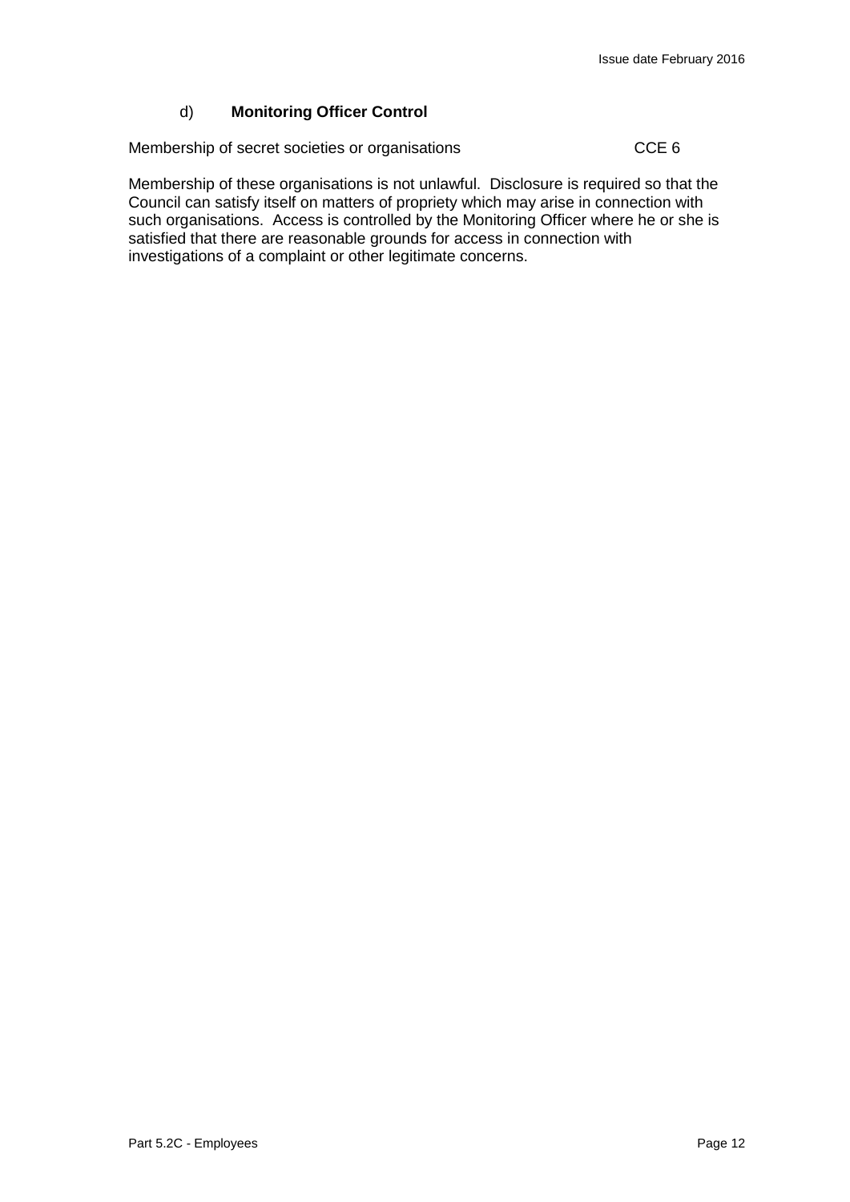### d) **Monitoring Officer Control**

Membership of secret societies or organisations CCE 6

Membership of these organisations is not unlawful. Disclosure is required so that the Council can satisfy itself on matters of propriety which may arise in connection with such organisations. Access is controlled by the Monitoring Officer where he or she is satisfied that there are reasonable grounds for access in connection with investigations of a complaint or other legitimate concerns.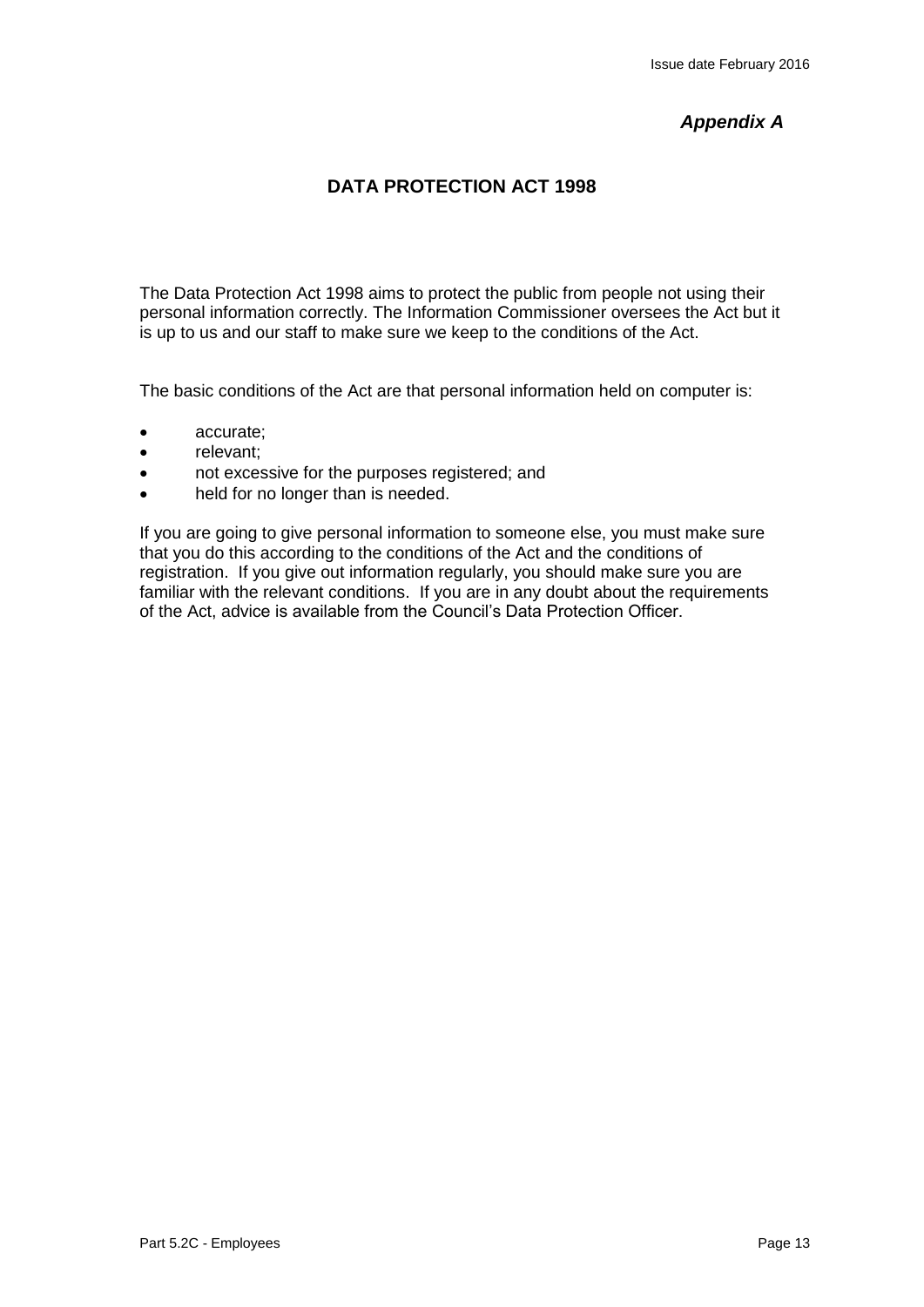*Appendix A*

## DATA PROTECTION ACT 1998

The Data Protection Act 1998 aims to protect the public from people not using their personal information correctly. The Information Commissioner oversees the Act but it is up to us and our staff to make sure we keep to the conditions of the Act.

The basic conditions of the Act are that personal information held on computer is:

- accurate;
- relevant;
- not excessive for the purposes registered; and
- held for no longer than is needed.

If you are going to give personal information to someone else, you must make sure that you do this according to the conditions of the Act and the conditions of registration. If you give out information regularly, you should make sure you are familiar with the relevant conditions. If you are in any doubt about the requirements of the Act, advice is available from the Council's Data Protection Officer.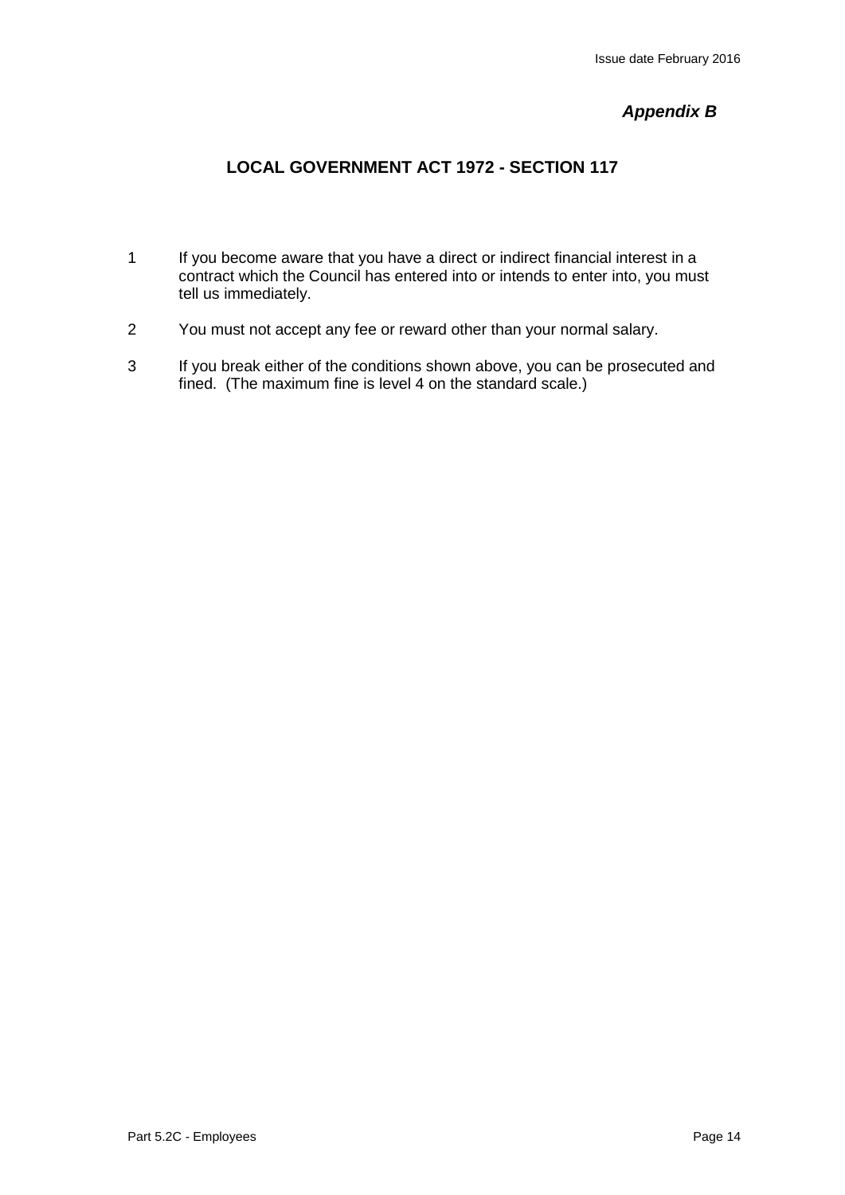*Appendix B*

## LOCAL GOVERNMENT ACT 1972 - SECTION 117

1. If you become aware that you have a direct or indirect financial interest in a contract which the Council has entered into or intends to enter into, you must tell us immediately.

2. You must not accept any fee or reward other than your normal salary.

3. If you break either of the conditions shown above, you can be prosecuted and fined. (The maximum fine is level 4 on the standard scale.)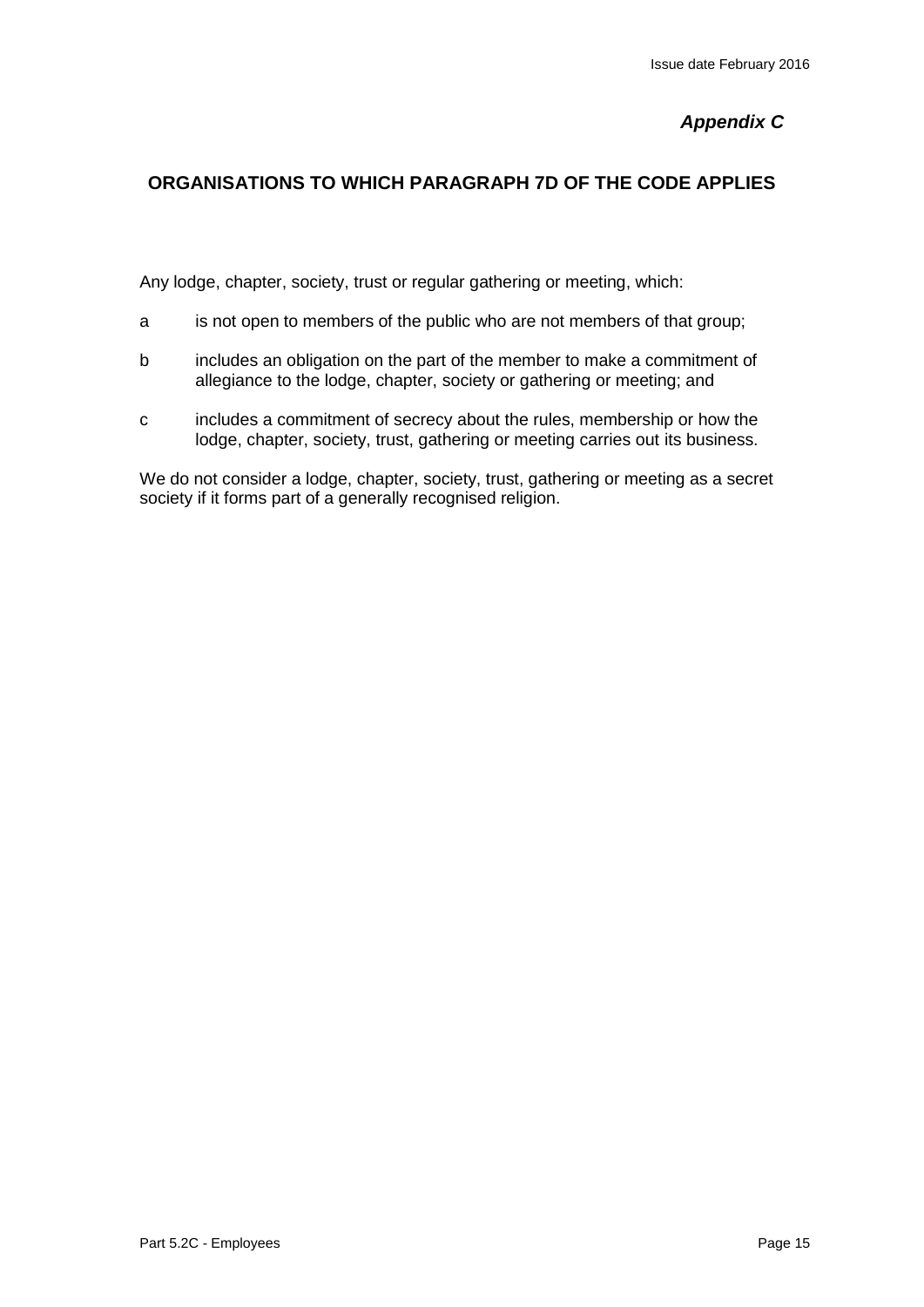*Appendix C*

## ORGANISATIONS TO WHICH PARAGRAPH 7D OF THE CODE APPLIES

Any lodge, chapter, society, trust or regular gathering or meeting, which:

a. is not open to members of the public who are not members of that group;

b. includes an obligation on the part of the member to make a commitment of allegiance to the lodge, chapter, society or gathering or meeting; and

c. includes a commitment of secrecy about the rules, membership or how the lodge, chapter, society, trust, gathering or meeting carries out its business.

We do not consider a lodge, chapter, society, trust, gathering or meeting as a secret society if it forms part of a generally recognised religion.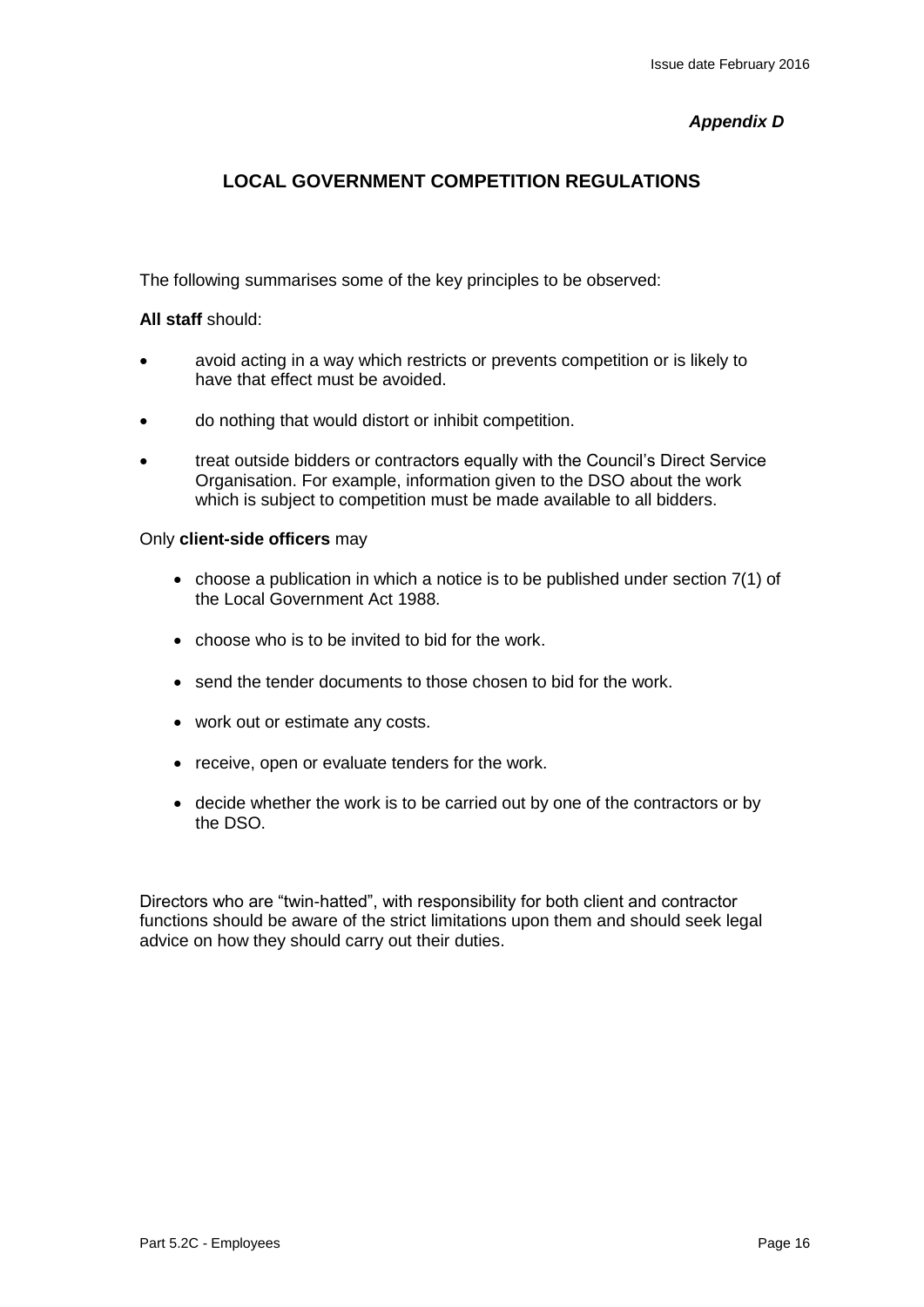*Appendix D*

## LOCAL GOVERNMENT COMPETITION REGULATIONS

The following summarises some of the key principles to be observed:

**All staff** should:

- avoid acting in a way which restricts or prevents competition or is likely to have that effect must be avoided.
- do nothing that would distort or inhibit competition.
- treat outside bidders or contractors equally with the Council's Direct Service Organisation. For example, information given to the DSO about the work which is subject to competition must be made available to all bidders.

Only **client-side officers** may

- choose a publication in which a notice is to be published under section 7(1) of the Local Government Act 1988.
- choose who is to be invited to bid for the work.
- send the tender documents to those chosen to bid for the work.
- work out or estimate any costs.
- receive, open or evaluate tenders for the work.
- decide whether the work is to be carried out by one of the contractors or by the DSO.

Directors who are "twin-hatted", with responsibility for both client and contractor functions should be aware of the strict limitations upon them and should seek legal advice on how they should carry out their duties.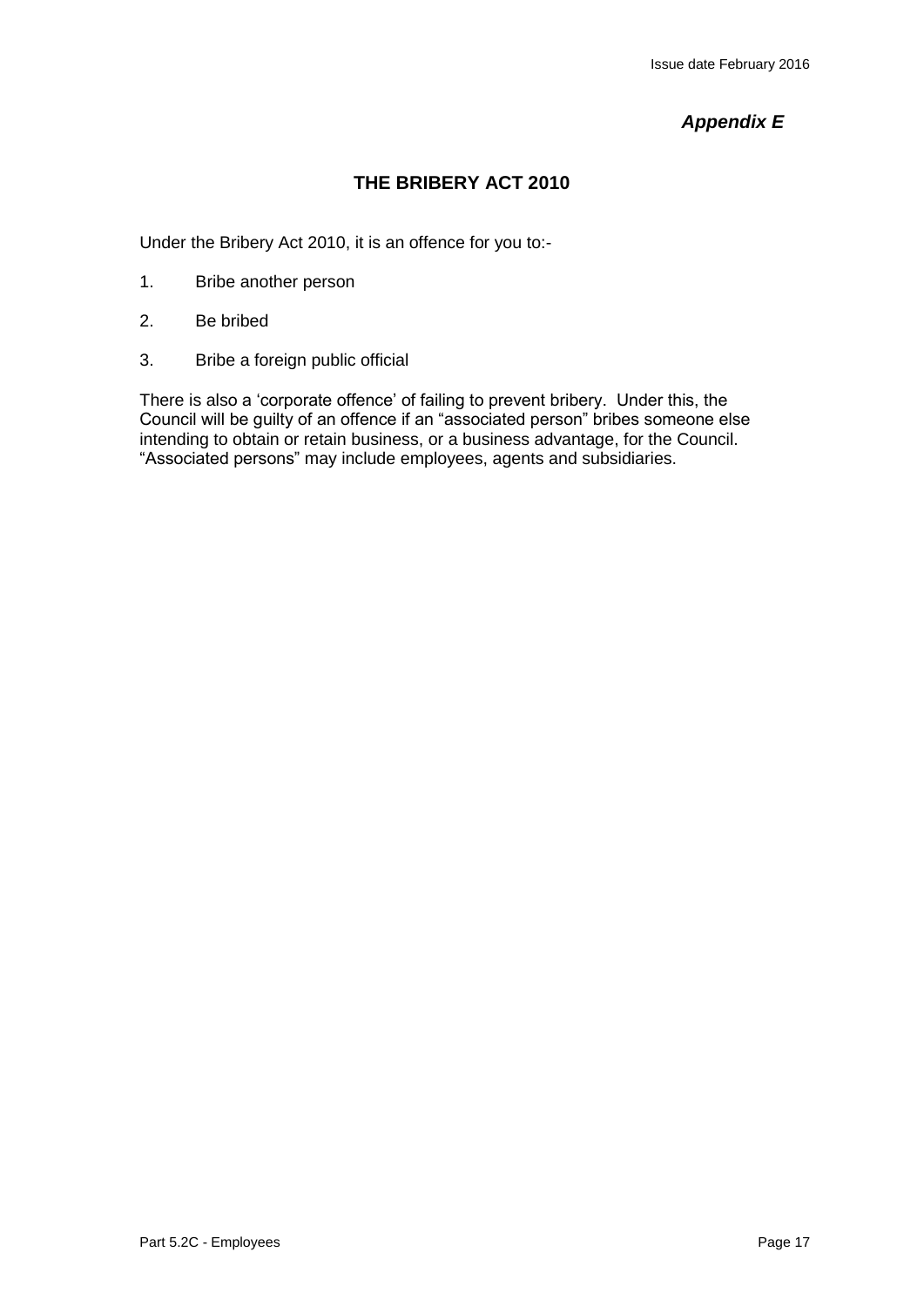*Appendix E*

## THE BRIBERY ACT 2010

Under the Bribery Act 2010, it is an offence for you to:-

1. Bribe another person
2. Be bribed
3. Bribe a foreign public official

There is also a 'corporate offence' of failing to prevent bribery. Under this, the Council will be guilty of an offence if an "associated person" bribes someone else intending to obtain or retain business, or a business advantage, for the Council. "Associated persons" may include employees, agents and subsidiaries.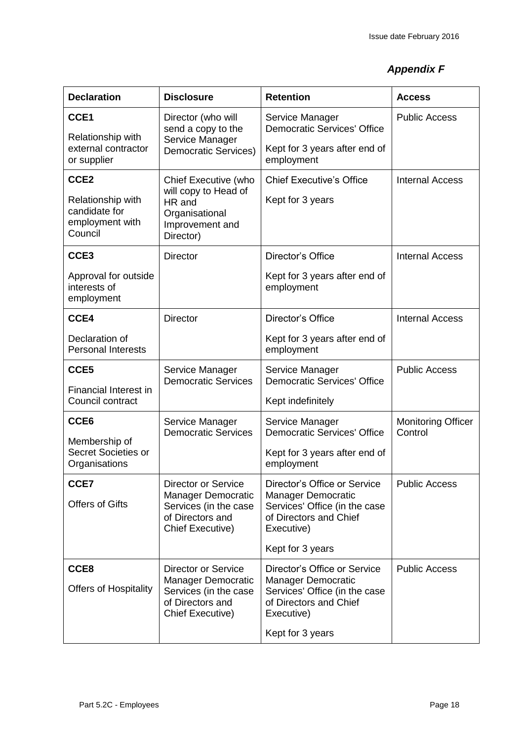*Appendix F*

| **Declaration** | **Disclosure** | **Retention** | **Access** |
|---|---|---|---|
| **CCE1**<br>Relationship with external contractor or supplier | Director (who will send a copy to the Service Manager Democratic Services) | Service Manager Democratic Services' Office<br>Kept for 3 years after end of employment | Public Access |
| **CCE2**<br>Relationship with candidate for employment with Council | Chief Executive (who will copy to Head of HR and Organisational Improvement and Director) | Chief Executive's Office<br>Kept for 3 years | Internal Access |
| **CCE3**<br>Approval for outside interests of employment | Director | Director's Office<br>Kept for 3 years after end of employment | Internal Access |
| **CCE4**<br>Declaration of Personal Interests | Director | Director's Office<br>Kept for 3 years after end of employment | Internal Access |
| **CCE5**<br>Financial Interest in Council contract | Service Manager Democratic Services | Service Manager Democratic Services' Office<br>Kept indefinitely | Public Access |
| **CCE6**<br>Membership of Secret Societies or Organisations | Service Manager Democratic Services | Service Manager Democratic Services' Office<br>Kept for 3 years after end of employment | Monitoring Officer Control |
| **CCE7**<br>Offers of Gifts | Director or Service Manager Democratic Services (in the case of Directors and Chief Executive) | Director's Office or Service Manager Democratic Services' Office (in the case of Directors and Chief Executive)<br>Kept for 3 years | Public Access |
| **CCE8**<br>Offers of Hospitality | Director or Service Manager Democratic Services (in the case of Directors and Chief Executive) | Director's Office or Service Manager Democratic Services' Office (in the case of Directors and Chief Executive)<br>Kept for 3 years | Public Access |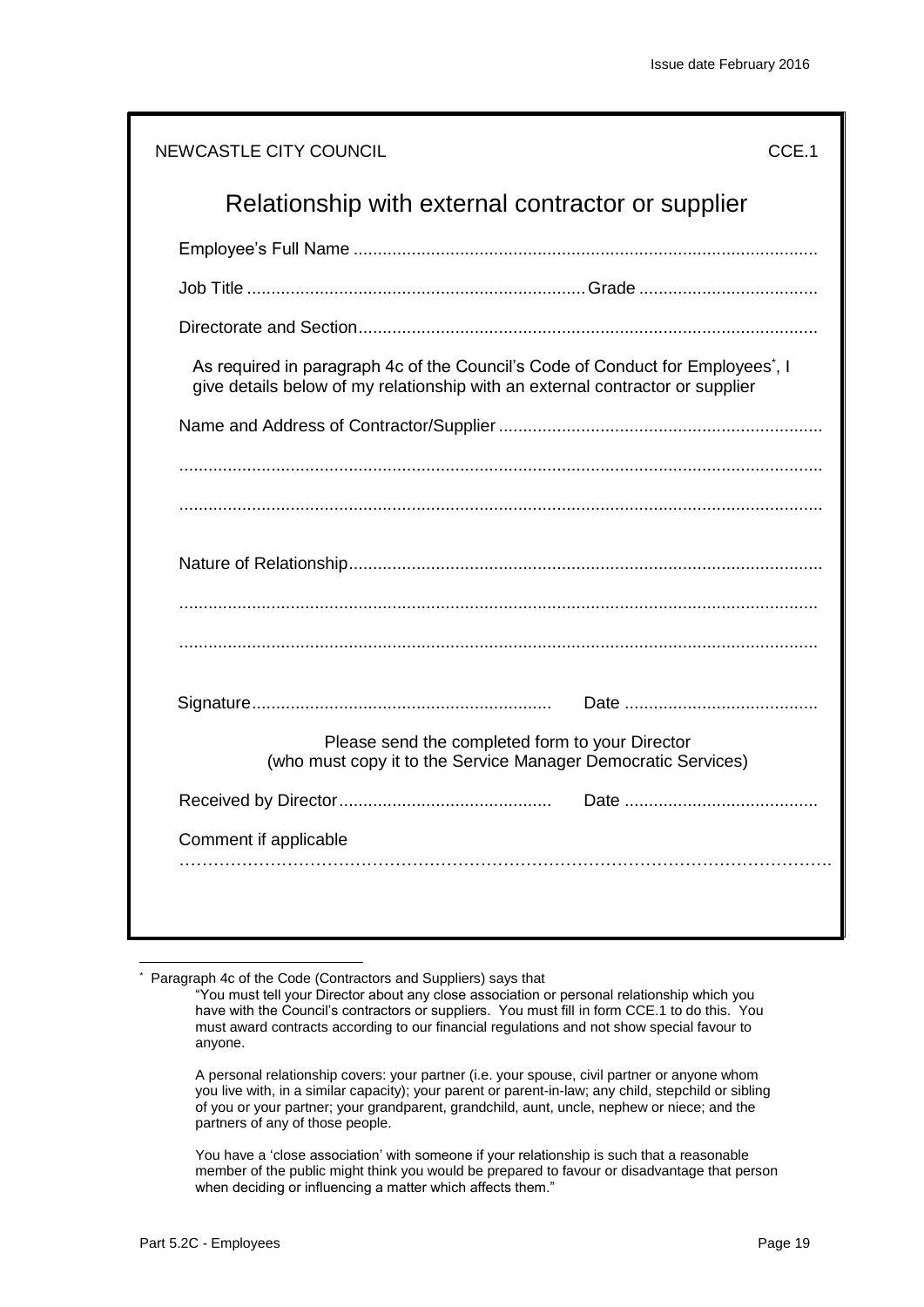NEWCASTLE CITY COUNCIL CCE.1

# Relationship with external contractor or supplier

Employee's Full Name ...............................................................................................

Job Title ..................................................................... Grade ....................................

Directorate and Section..............................................................................................

As required in paragraph 4c of the Council's Code of Conduct for Employees*, I give details below of my relationship with an external contractor or supplier

Name and Address of Contractor/Supplier ..................................................................

...................................................................................................................................

...................................................................................................................................

Nature of Relationship.................................................................................................

...................................................................................................................................

...................................................................................................................................

Signature.............................................................. Date ........................................

Please send the completed form to your Director
(who must copy it to the Service Manager Democratic Services)

Received by Director............................................ Date ........................................

Comment if applicable

…………………………………………………………………………………………………….

---

* Paragraph 4c of the Code (Contractors and Suppliers) says that

> "You must tell your Director about any close association or personal relationship which you have with the Council's contractors or suppliers. You must fill in form CCE.1 to do this. You must award contracts according to our financial regulations and not show special favour to anyone.
>
> A personal relationship covers: your partner (i.e. your spouse, civil partner or anyone whom you live with, in a similar capacity); your parent or parent-in-law; any child, stepchild or sibling of you or your partner; your grandparent, grandchild, aunt, uncle, nephew or niece; and the partners of any of those people.
>
> You have a 'close association' with someone if your relationship is such that a reasonable member of the public might think you would be prepared to favour or disadvantage that person when deciding or influencing a matter which affects them."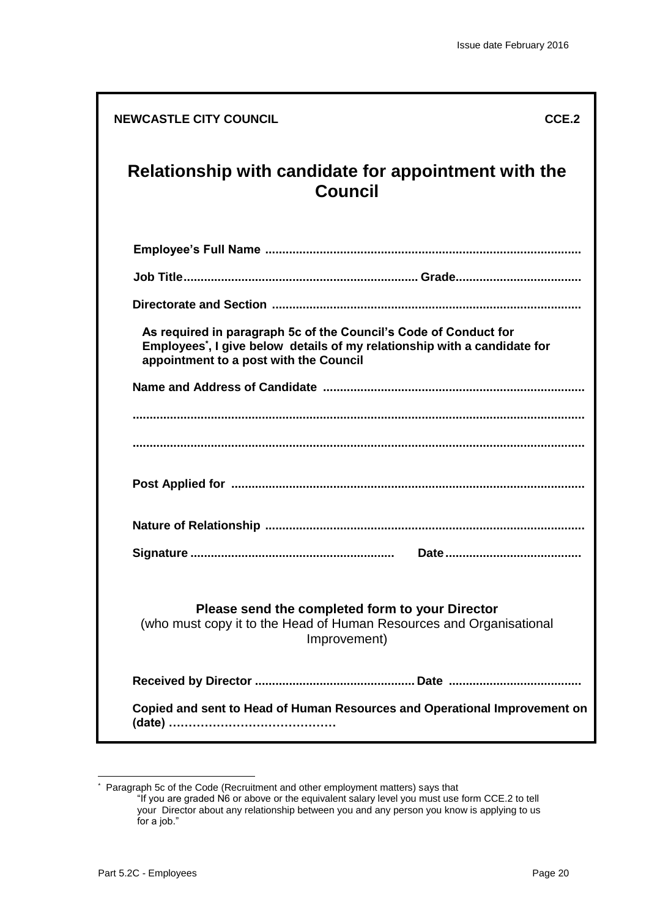**NEWCASTLE CITY COUNCIL** **CCE.2**

# Relationship with candidate for appointment with the Council

**Employee's Full Name** ..........................................................................................

**Job Title**.................................................................... **Grade**....................................

**Directorate and Section** ..........................................................................................

**As required in paragraph 5c of the Council's Code of Conduct for Employees[*], I give below details of my relationship with a candidate for appointment to a post with the Council**

**Name and Address of Candidate** ............................................................................

...................................................................................................................................

...................................................................................................................................

**Post Applied for** .......................................................................................................

**Nature of Relationship** .............................................................................................

**Signature** ........................................................... **Date**........................................

**Please send the completed form to your Director**
(who must copy it to the Head of Human Resources and Organisational Improvement)

**Received by Director** ............................................... **Date** .......................................

**Copied and sent to Head of Human Resources and Operational Improvement on (date)** ……………………………………

---

[*] Paragraph 5c of the Code (Recruitment and other employment matters) says that
"If you are graded N6 or above or the equivalent salary level you must use form CCE.2 to tell your Director about any relationship between you and any person you know is applying to us for a job."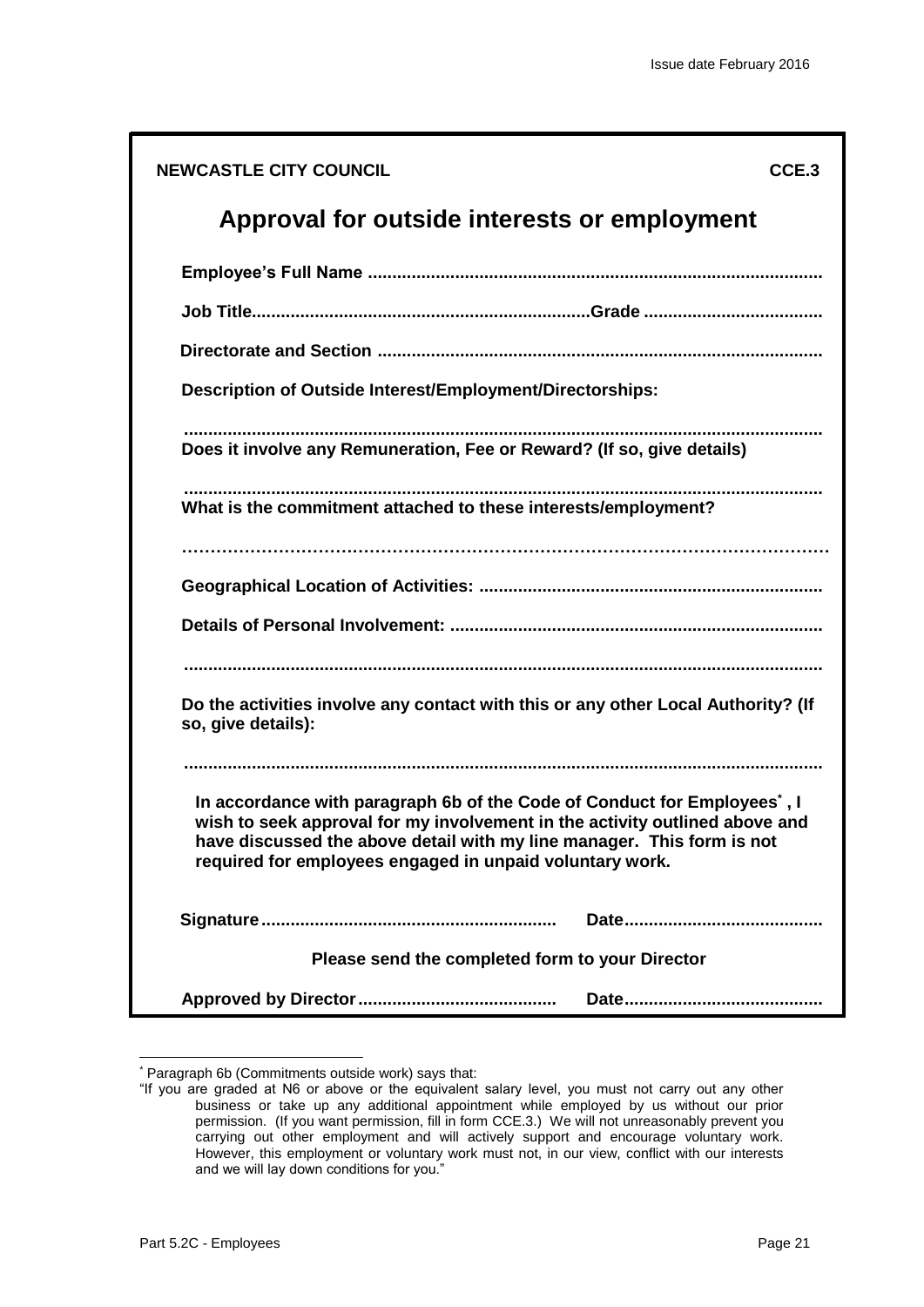**NEWCASTLE CITY COUNCIL** **CCE.3**

# Approval for outside interests or employment

**Employee's Full Name ............................................................................................**

**Job Title.....................................................................Grade ....................................**

**Directorate and Section ..........................................................................................**

**Description of Outside Interest/Employment/Directorships:**

**.................................................................................................................................**

**Does it involve any Remuneration, Fee or Reward? (If so, give details)**

**.................................................................................................................................**

**What is the commitment attached to these interests/employment?**

**…………………………………………………………………………………………………**

**Geographical Location of Activities: .....................................................................**

**Details of Personal Involvement: ...........................................................................**

**.................................................................................................................................**

**Do the activities involve any contact with this or any other Local Authority? (If so, give details):**

**.................................................................................................................................**

**In accordance with paragraph 6b of the Code of Conduct for Employees[*], I wish to seek approval for my involvement in the activity outlined above and have discussed the above detail with my line manager. This form is not required for employees engaged in unpaid voluntary work.**

**Signature............................................................ Date........................................**

**Please send the completed form to your Director**

**Approved by Director........................................ Date........................................**

---

[*] Paragraph 6b (Commitments outside work) says that:

"If you are graded at N6 or above or the equivalent salary level, you must not carry out any other business or take up any additional appointment while employed by us without our prior permission. (If you want permission, fill in form CCE.3.) We will not unreasonably prevent you carrying out other employment and will actively support and encourage voluntary work. However, this employment or voluntary work must not, in our view, conflict with our interests and we will lay down conditions for you."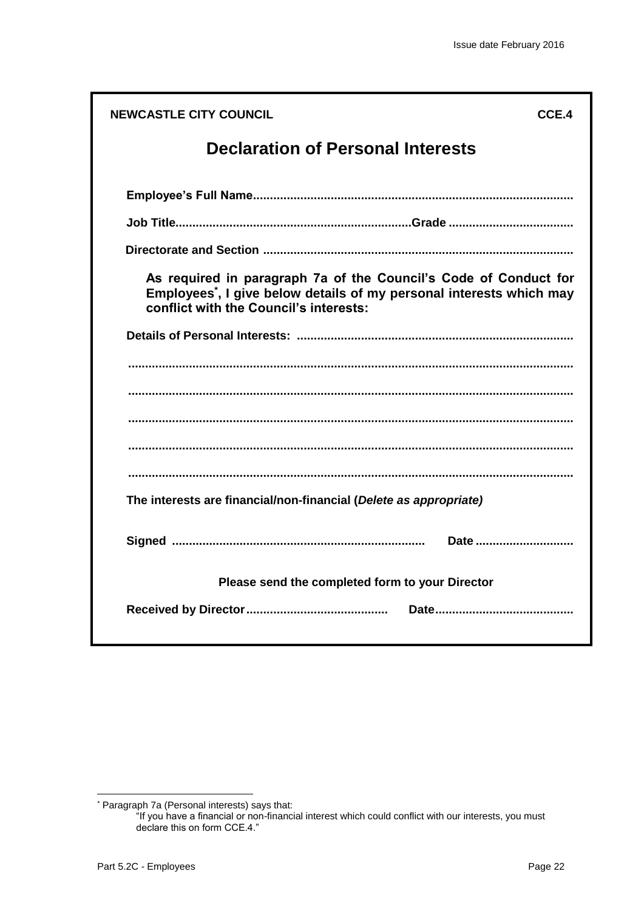**NEWCASTLE CITY COUNCIL** **CCE.4**

# Declaration of Personal Interests

**Employee's Full Name.............................................................................................**

**Job Title....................................................................Grade ....................................**

**Directorate and Section ..........................................................................................**

**As required in paragraph 7a of the Council's Code of Conduct for Employees*, I give below details of my personal interests which may conflict with the Council's interests:**

**Details of Personal Interests: .................................................................................**

**.................................................................................................................................**

**.................................................................................................................................**

**.................................................................................................................................**

**.................................................................................................................................**

**.................................................................................................................................**

**The interests are financial/non-financial (*Delete as appropriate)***

**Signed .......................................................................... Date .............................**

**Please send the completed form to your Director**

**Received by Director.......................................... Date.........................................**

---

* Paragraph 7a (Personal interests) says that:

> "If you have a financial or non-financial interest which could conflict with our interests, you must declare this on form CCE.4."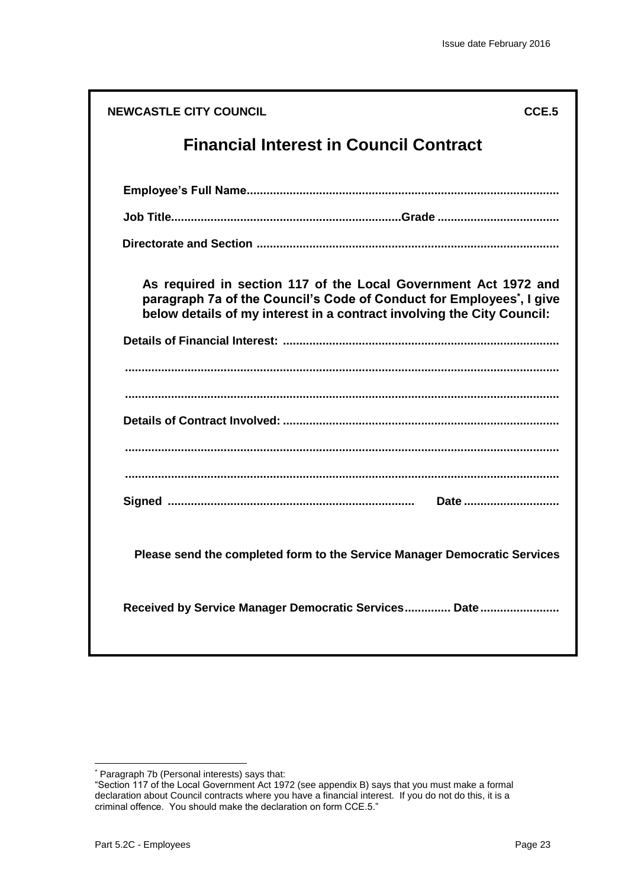**NEWCASTLE CITY COUNCIL** **CCE.5**

# Financial Interest in Council Contract

**Employee's Full Name.............................................................................................**

**Job Title....................................................................Grade ....................................**

**Directorate and Section ...........................................................................................**

**As required in section 117 of the Local Government Act 1972 and paragraph 7a of the Council's Code of Conduct for Employees*, I give below details of my interest in a contract involving the City Council:**

**Details of Financial Interest: ..................................................................................**

**..................................................................................................................................**

**..................................................................................................................................**

**Details of Contract Involved: ...................................................................................**

**..................................................................................................................................**

**..................................................................................................................................**

**Signed .......................................................................... Date .............................**

**Please send the completed form to the Service Manager Democratic Services**

**Received by Service Manager Democratic Services............. Date........................**

---

* Paragraph 7b (Personal interests) says that:
"Section 117 of the Local Government Act 1972 (see appendix B) says that you must make a formal declaration about Council contracts where you have a financial interest. If you do not do this, it is a criminal offence. You should make the declaration on form CCE.5."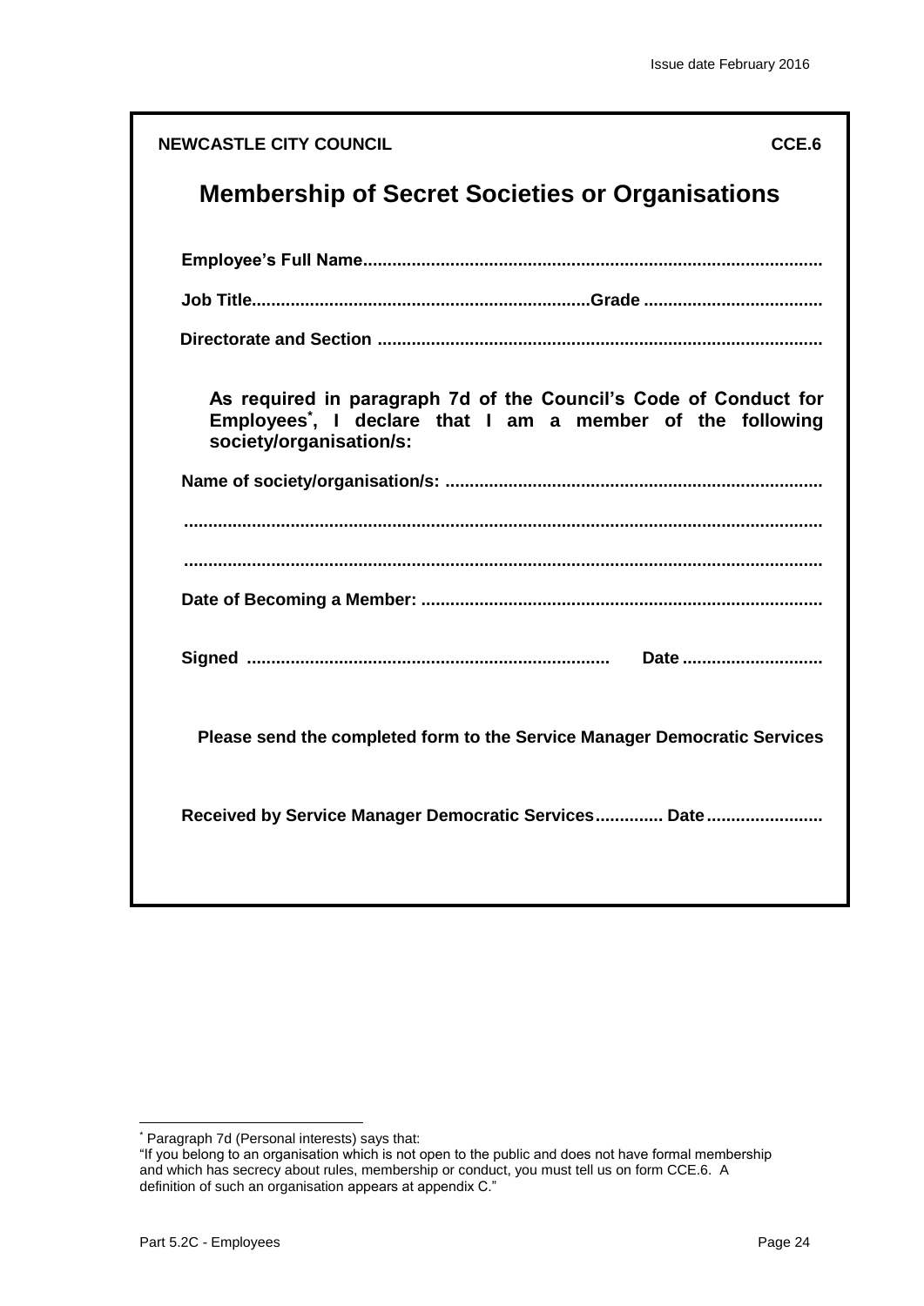**NEWCASTLE CITY COUNCIL** **CCE.6**

## Membership of Secret Societies or Organisations

**Employee's Full Name.............................................................................................**

**Job Title.....................................................................Grade ....................................**

**Directorate and Section ..........................................................................................**

**As required in paragraph 7d of the Council's Code of Conduct for Employees*, I declare that I am a member of the following society/organisation/s:**

**Name of society/organisation/s: ............................................................................**

**.................................................................................................................................**

**.................................................................................................................................**

**Date of Becoming a Member: .................................................................................**

**Signed ......................................................................... Date ............................**

**Please send the completed form to the Service Manager Democratic Services**

**Received by Service Manager Democratic Services............. Date........................**

---

* Paragraph 7d (Personal interests) says that:
"If you belong to an organisation which is not open to the public and does not have formal membership and which has secrecy about rules, membership or conduct, you must tell us on form CCE.6. A definition of such an organisation appears at appendix C."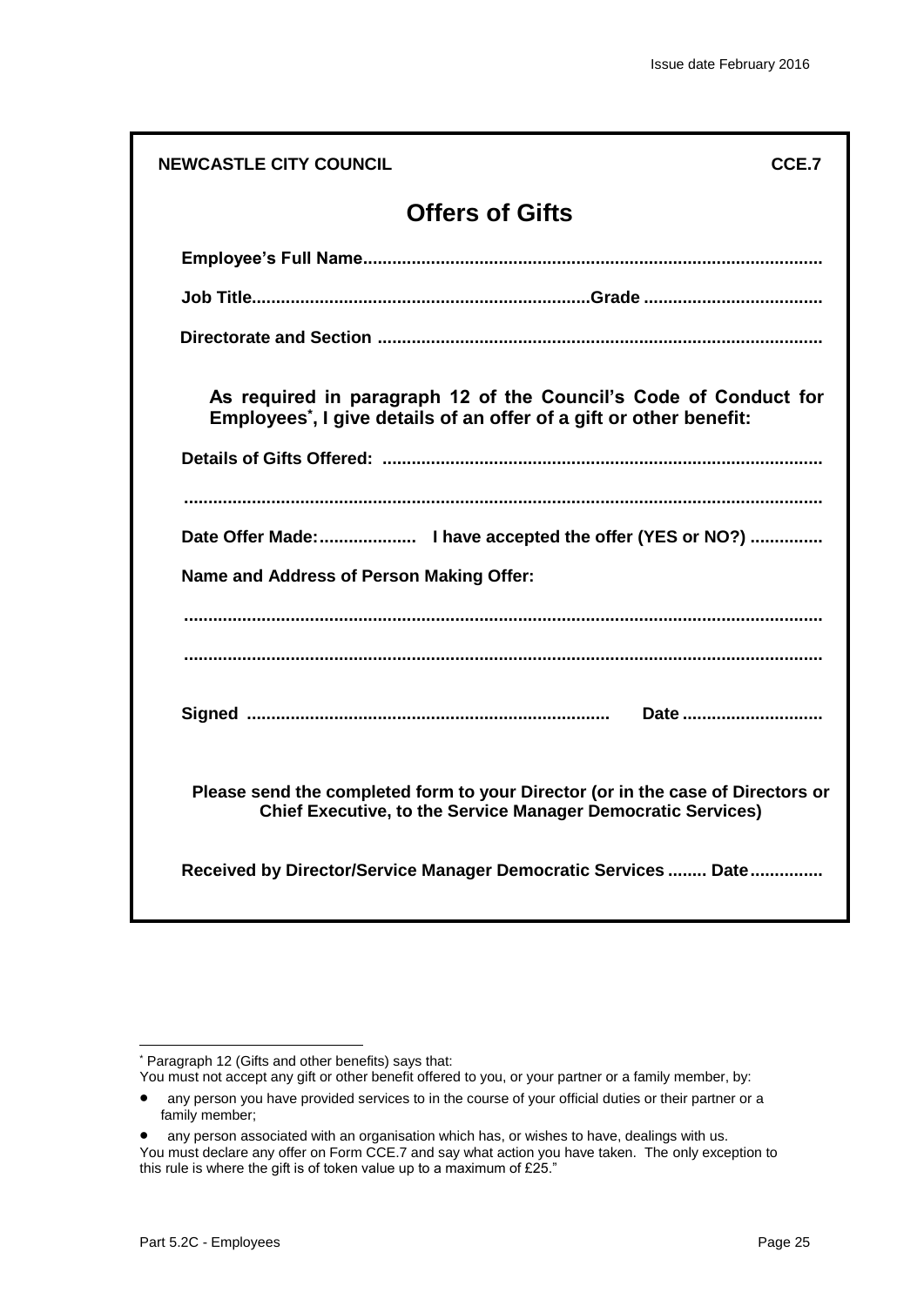**NEWCASTLE CITY COUNCIL** **CCE.7**

# Offers of Gifts

**Employee's Full Name.............................................................................................**

**Job Title.....................................................................Grade ....................................**

**Directorate and Section ...........................................................................................**

**As required in paragraph 12 of the Council's Code of Conduct for Employees*, I give details of an offer of a gift or other benefit:**

**Details of Gifts Offered: ..........................................................................................**

**...................................................................................................................................**

**Date Offer Made:.................... I have accepted the offer (YES or NO?) ...............**

**Name and Address of Person Making Offer:**

**...................................................................................................................................**

**...................................................................................................................................**

**Signed .......................................................................... Date ............................**

**Please send the completed form to your Director (or in the case of Directors or Chief Executive, to the Service Manager Democratic Services)**

**Received by Director/Service Manager Democratic Services ........ Date...............**

---

\* Paragraph 12 (Gifts and other benefits) says that:
You must not accept any gift or other benefit offered to you, or your partner or a family member, by:

- any person you have provided services to in the course of your official duties or their partner or a family member;
- any person associated with an organisation which has, or wishes to have, dealings with us.

You must declare any offer on Form CCE.7 and say what action you have taken. The only exception to this rule is where the gift is of token value up to a maximum of £25."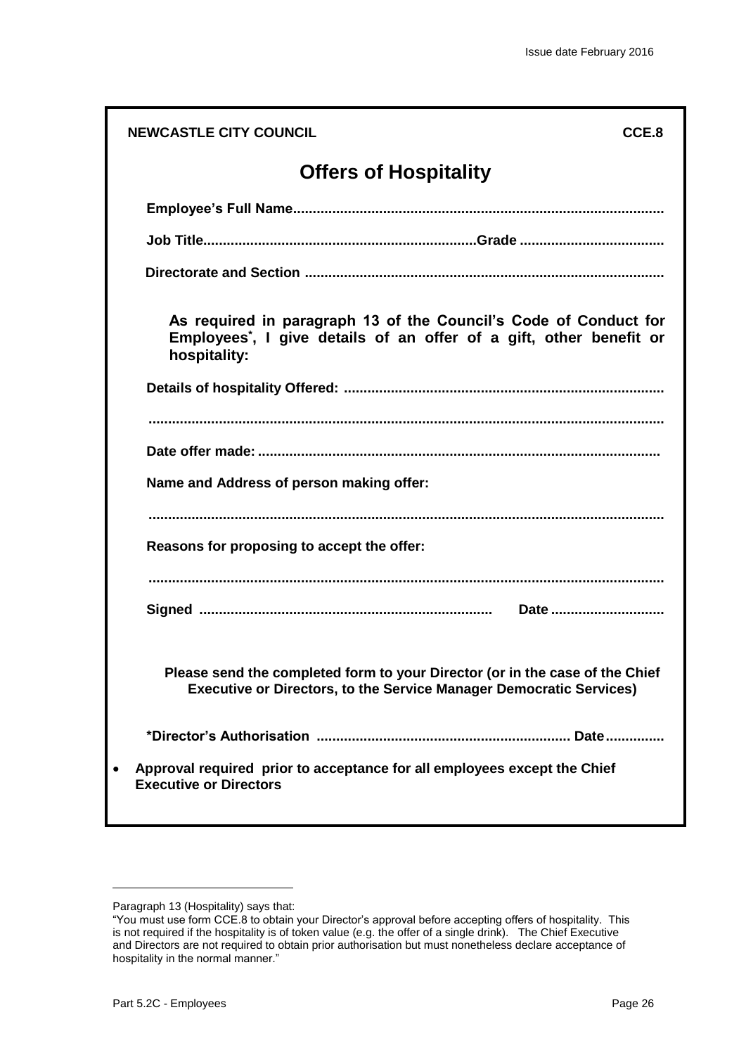**NEWCASTLE CITY COUNCIL** **CCE.8**

# Offers of Hospitality

**Employee's Full Name.............................................................................................**

**Job Title.....................................................................Grade .....................................**

**Directorate and Section ...........................................................................................**

**As required in paragraph 13 of the Council's Code of Conduct for Employees*, I give details of an offer of a gift, other benefit or hospitality:**

**Details of hospitality Offered: .................................................................................**

**..................................................................................................................................**

**Date offer made: .....................................................................................................**

**Name and Address of person making offer:**

**..................................................................................................................................**

**Reasons for proposing to accept the offer:**

**..................................................................................................................................**

**Signed ......................................................................... Date .............................**

**Please send the completed form to your Director (or in the case of the Chief Executive or Directors, to the Service Manager Democratic Services)**

**\*Director's Authorisation ................................................................ Date...............**

- **Approval required prior to acceptance for all employees except the Chief Executive or Directors**

---

Paragraph 13 (Hospitality) says that:

"You must use form CCE.8 to obtain your Director's approval before accepting offers of hospitality. This is not required if the hospitality is of token value (e.g. the offer of a single drink). The Chief Executive and Directors are not required to obtain prior authorisation but must nonetheless declare acceptance of hospitality in the normal manner."